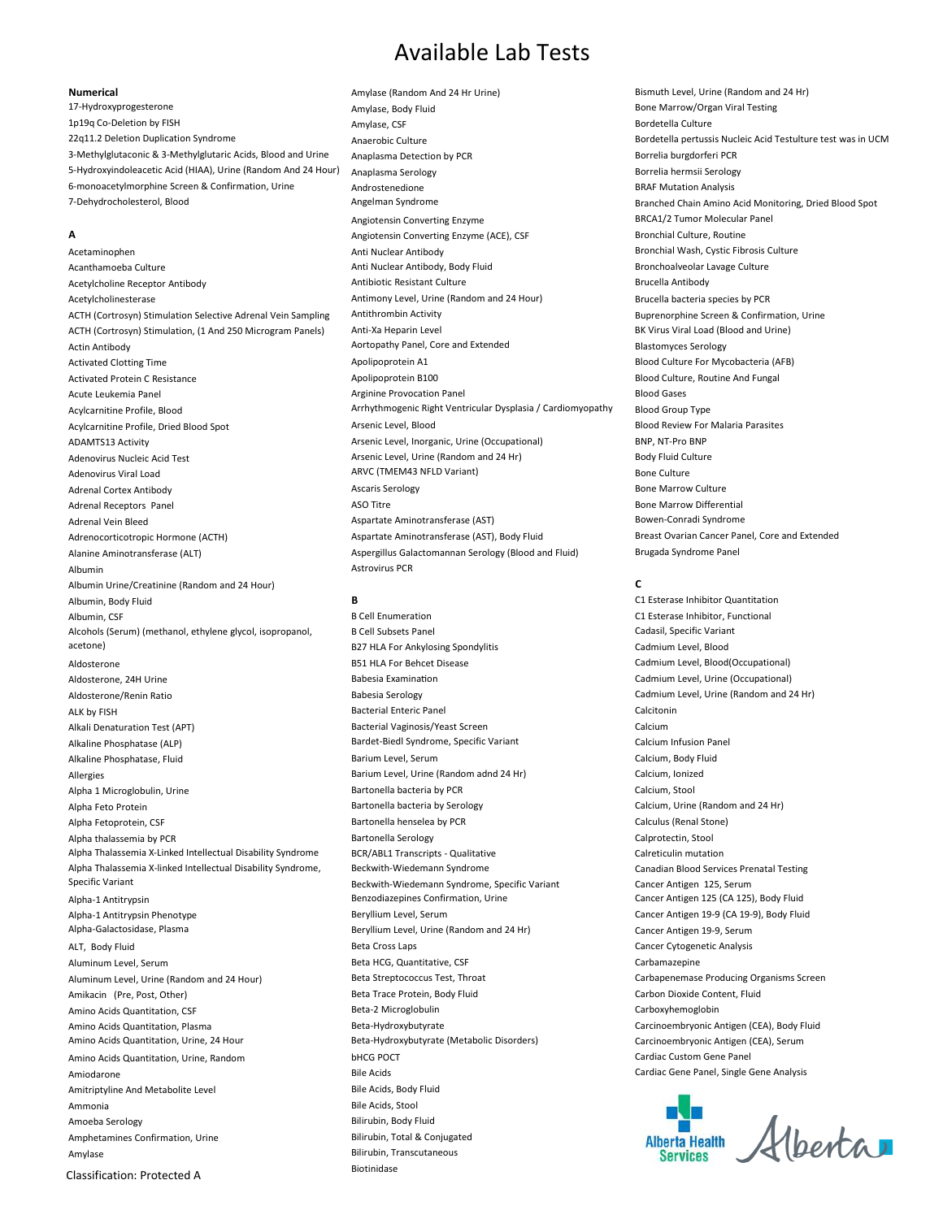# Available Lab Tests

**Numerical**

17-Hydroxyprogesterone
1p19q Co-Deletion by FISH
22q11.2 Deletion Duplication Syndrome
3-Methylglutaconic & 3-Methylglutaric Acids, Blood and Urine
5-Hydroxyindoleacetic Acid (HIAA), Urine (Random And 24 Hour)
6-monoacetylmorphine Screen & Confirmation, Urine
7-Dehydrocholesterol, Blood

**A**

Acetaminophen
Acanthamoeba Culture
Acetylcholine Receptor Antibody
Acetylcholinesterase
ACTH (Cortrosyn) Stimulation Selective Adrenal Vein Sampling
ACTH (Cortrosyn) Stimulation, (1 And 250 Microgram Panels)
Actin Antibody
Activated Clotting Time
Activated Protein C Resistance
Acute Leukemia Panel
Acylcarnitine Profile, Blood
Acylcarnitine Profile, Dried Blood Spot
ADAMTS13 Activity
Adenovirus Nucleic Acid Test
Adenovirus Viral Load
Adrenal Cortex Antibody
Adrenal Receptors Panel
Adrenal Vein Bleed
Adrenocorticotropic Hormone (ACTH)
Alanine Aminotransferase (ALT)
Albumin
Albumin Urine/Creatinine (Random and 24 Hour)
Albumin, Body Fluid
Albumin, CSF
Alcohols (Serum) (methanol, ethylene glycol, isopropanol, acetone)
Aldosterone
Aldosterone, 24H Urine
Aldosterone/Renin Ratio
ALK by FISH
Alkali Denaturation Test (APT)
Alkaline Phosphatase (ALP)
Alkaline Phosphatase, Fluid
Allergies
Alpha 1 Microglobulin, Urine
Alpha Feto Protein
Alpha Fetoprotein, CSF
Alpha thalassemia by PCR
Alpha Thalassemia X-Linked Intellectual Disability Syndrome
Alpha Thalassemia X-linked Intellectual Disability Syndrome, Specific Variant
Alpha-1 Antitrypsin
Alpha-1 Antitrypsin Phenotype
Alpha-Galactosidase, Plasma
ALT, Body Fluid
Aluminum Level, Serum
Aluminum Level, Urine (Random and 24 Hour)
Amikacin (Pre, Post, Other)
Amino Acids Quantitation, CSF
Amino Acids Quantitation, Plasma
Amino Acids Quantitation, Urine, 24 Hour
Amino Acids Quantitation, Urine, Random
Amiodarone
Amitriptyline And Metabolite Level
Ammonia
Amoeba Serology
Amphetamines Confirmation, Urine
Amylase
Amylase (Random And 24 Hr Urine)
Amylase, Body Fluid
Amylase, CSF
Anaerobic Culture
Anaplasma Detection by PCR
Anaplasma Serology
Androstenedione
Angelman Syndrome
Angiotensin Converting Enzyme
Angiotensin Converting Enzyme (ACE), CSF
Anti Nuclear Antibody
Anti Nuclear Antibody, Body Fluid
Antibiotic Resistant Culture
Antimony Level, Urine (Random and 24 Hour)
Antithrombin Activity
Anti-Xa Heparin Level
Aortopathy Panel, Core and Extended
Apolipoprotein A1
Apolipoprotein B100
Arginine Provocation Panel
Arrhythmogenic Right Ventricular Dysplasia / Cardiomyopathy
Arsenic Level, Blood
Arsenic Level, Inorganic, Urine (Occupational)
Arsenic Level, Urine (Random and 24 Hr)
ARVC (TMEM43 NFLD Variant)
Ascaris Serology
ASO Titre
Aspartate Aminotransferase (AST)
Aspartate Aminotransferase (AST), Body Fluid
Aspergillus Galactomannan Serology (Blood and Fluid)
Astrovirus PCR

**B**

B Cell Enumeration
B Cell Subsets Panel
B27 HLA For Ankylosing Spondylitis
B51 HLA For Behcet Disease
Babesia Examination
Babesia Serology
Bacterial Enteric Panel
Bacterial Vaginosis/Yeast Screen
Bardet-Biedl Syndrome, Specific Variant
Barium Level, Serum
Barium Level, Urine (Random adnd 24 Hr)
Bartonella bacteria by PCR
Bartonella bacteria by Serology
Bartonella henselea by PCR
Bartonella Serology
BCR/ABL1 Transcripts - Qualitative
Beckwith-Wiedemann Syndrome
Beckwith-Wiedemann Syndrome, Specific Variant
Benzodiazepines Confirmation, Urine
Beryllium Level, Serum
Beryllium Level, Urine (Random and 24 Hr)
Beta Cross Laps
Beta HCG, Quantitative, CSF
Beta Streptococcus Test, Throat
Beta Trace Protein, Body Fluid
Beta-2 Microglobulin
Beta-Hydroxybutyrate
Beta-Hydroxybutyrate (Metabolic Disorders)
bHCG POCT
Bile Acids
Bile Acids, Body Fluid
Bile Acids, Stool
Bilirubin, Body Fluid
Bilirubin, Total & Conjugated
Bilirubin, Transcutaneous
Biotinidase
Bismuth Level, Urine (Random and 24 Hr)
Bone Marrow/Organ Viral Testing
Bordetella Culture
Bordetella pertussis Nucleic Acid Testulture test was in UCM
Borrelia burgdorferi PCR
Borrelia hermsii Serology
BRAF Mutation Analysis
Branched Chain Amino Acid Monitoring, Dried Blood Spot
BRCA1/2 Tumor Molecular Panel
Bronchial Culture, Routine
Bronchial Wash, Cystic Fibrosis Culture
Bronchoalveolar Lavage Culture
Brucella Antibody
Brucella bacteria species by PCR
Buprenorphine Screen & Confirmation, Urine
BK Virus Viral Load (Blood and Urine)
Blastomyces Serology
Blood Culture For Mycobacteria (AFB)
Blood Culture, Routine And Fungal
Blood Gases
Blood Group Type
Blood Review For Malaria Parasites
BNP, NT-Pro BNP
Body Fluid Culture
Bone Culture
Bone Marrow Culture
Bone Marrow Differential
Bowen-Conradi Syndrome
Breast Ovarian Cancer Panel, Core and Extended
Brugada Syndrome Panel

**C**

C1 Esterase Inhibitor Quantitation
C1 Esterase Inhibitor, Functional
Cadasil, Specific Variant
Cadmium Level, Blood
Cadmium Level, Blood(Occupational)
Cadmium Level, Urine (Occupational)
Cadmium Level, Urine (Random and 24 Hr)
Calcitonin
Calcium
Calcium Infusion Panel
Calcium, Body Fluid
Calcium, Ionized
Calcium, Stool
Calcium, Urine (Random and 24 Hr)
Calculus (Renal Stone)
Calprotectin, Stool
Calreticulin mutation
Canadian Blood Services Prenatal Testing
Cancer Antigen 125, Serum
Cancer Antigen 125 (CA 125), Body Fluid
Cancer Antigen 19-9 (CA 19-9), Body Fluid
Cancer Antigen 19-9, Serum
Cancer Cytogenetic Analysis
Carbamazepine
Carbapenemase Producing Organisms Screen
Carbon Dioxide Content, Fluid
Carboxyhemoglobin
Carcinoembryonic Antigen (CEA), Body Fluid
Carcinoembryonic Antigen (CEA), Serum
Cardiac Custom Gene Panel
Cardiac Gene Panel, Single Gene Analysis

Classification: Protected A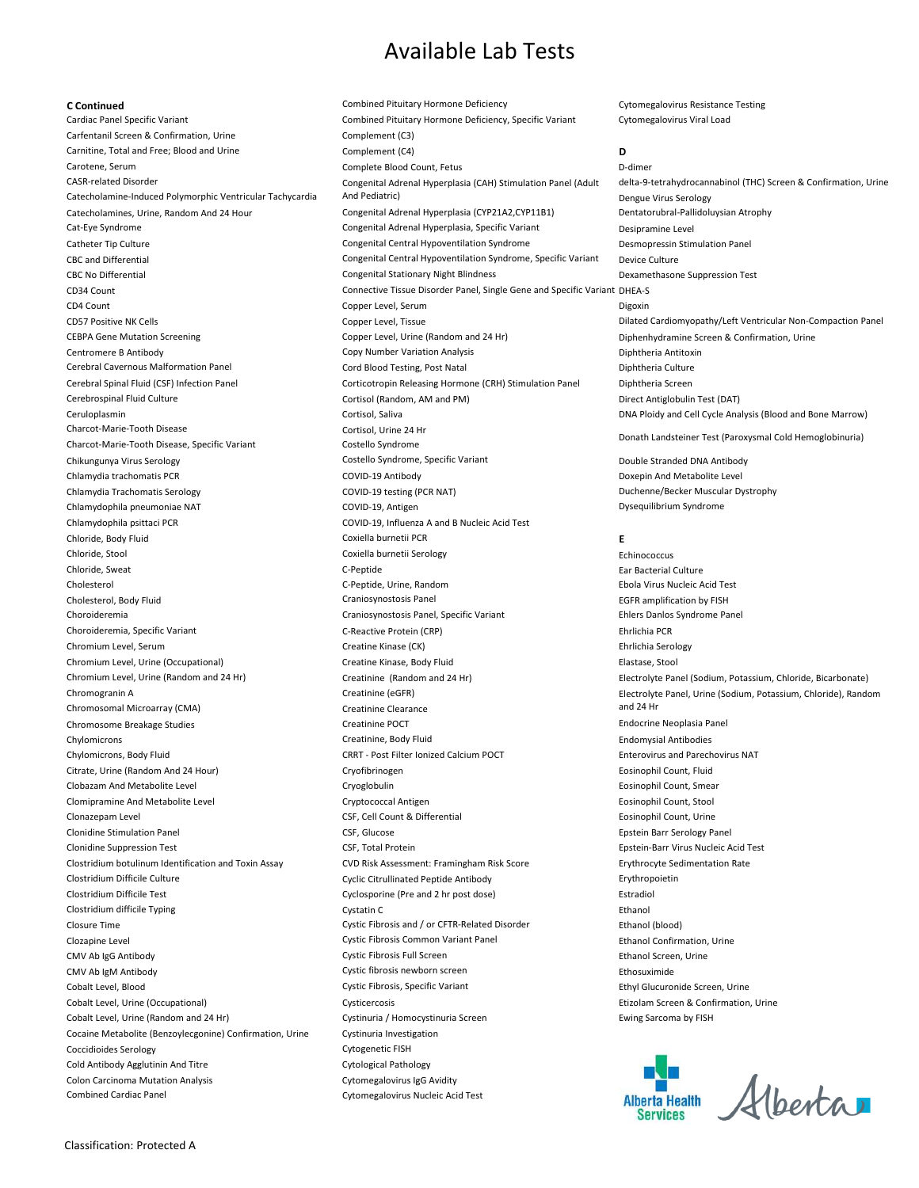# Available Lab Tests

**C Continued**

Cardiac Panel Specific Variant
Carfentanil Screen & Confirmation, Urine
Carnitine, Total and Free; Blood and Urine
Carotene, Serum
CASR-related Disorder
Catecholamine-Induced Polymorphic Ventricular Tachycardia
Catecholamines, Urine, Random And 24 Hour
Cat-Eye Syndrome
Catheter Tip Culture
CBC and Differential
CBC No Differential
CD34 Count
CD4 Count
CD57 Positive NK Cells
CEBPA Gene Mutation Screening
Centromere B Antibody
Cerebral Cavernous Malformation Panel
Cerebral Spinal Fluid (CSF) Infection Panel
Cerebrospinal Fluid Culture
Ceruloplasmin
Charcot-Marie-Tooth Disease
Charcot-Marie-Tooth Disease, Specific Variant
Chikungunya Virus Serology
Chlamydia trachomatis PCR
Chlamydia Trachomatis Serology
Chlamydophila pneumoniae NAT
Chlamydophila psittaci PCR
Chloride, Body Fluid
Chloride, Stool
Chloride, Sweat
Cholesterol
Cholesterol, Body Fluid
Choroideremia
Choroideremia, Specific Variant
Chromium Level, Serum
Chromium Level, Urine (Occupational)
Chromium Level, Urine (Random and 24 Hr)
Chromogranin A
Chromosomal Microarray (CMA)
Chromosome Breakage Studies
Chylomicrons
Chylomicrons, Body Fluid
Citrate, Urine (Random And 24 Hour)
Clobazam And Metabolite Level
Clomipramine And Metabolite Level
Clonazepam Level
Clonidine Stimulation Panel
Clonidine Suppression Test
Clostridium botulinum Identification and Toxin Assay
Clostridium Difficile Culture
Clostridium Difficile Test
Clostridium difficile Typing
Closure Time
Clozapine Level
CMV Ab IgG Antibody
CMV Ab IgM Antibody
Cobalt Level, Blood
Cobalt Level, Urine (Occupational)
Cobalt Level, Urine (Random and 24 Hr)
Cocaine Metabolite (Benzoylecgonine) Confirmation, Urine
Coccidioides Serology
Cold Antibody Agglutinin And Titre
Colon Carcinoma Mutation Analysis
Combined Cardiac Panel
Combined Pituitary Hormone Deficiency
Combined Pituitary Hormone Deficiency, Specific Variant
Complement (C3)
Complement (C4)
Complete Blood Count, Fetus
Congenital Adrenal Hyperplasia (CAH) Stimulation Panel (Adult And Pediatric)
Congenital Adrenal Hyperplasia (CYP21A2,CYP11B1)
Congenital Adrenal Hyperplasia, Specific Variant
Congenital Central Hypoventilation Syndrome
Congenital Central Hypoventilation Syndrome, Specific Variant
Congenital Stationary Night Blindness
Connective Tissue Disorder Panel, Single Gene and Specific Variant
Copper Level, Serum
Copper Level, Tissue
Copper Level, Urine (Random and 24 Hr)
Copy Number Variation Analysis
Cord Blood Testing, Post Natal
Corticotropin Releasing Hormone (CRH) Stimulation Panel
Cortisol (Random, AM and PM)
Cortisol, Saliva
Cortisol, Urine 24 Hr
Costello Syndrome
Costello Syndrome, Specific Variant
COVID-19 Antibody
COVID-19 testing (PCR NAT)
COVID-19, Antigen
COVID-19, Influenza A and B Nucleic Acid Test
Coxiella burnetii PCR
Coxiella burnetii Serology
C-Peptide
C-Peptide, Urine, Random
Craniosynostosis Panel
Craniosynostosis Panel, Specific Variant
C-Reactive Protein (CRP)
Creatine Kinase (CK)
Creatine Kinase, Body Fluid
Creatinine (Random and 24 Hr)
Creatinine (eGFR)
Creatinine Clearance
Creatinine POCT
Creatinine, Body Fluid
CRRT - Post Filter Ionized Calcium POCT
Cryofibrinogen
Cryoglobulin
Cryptococcal Antigen
CSF, Cell Count & Differential
CSF, Glucose
CSF, Total Protein
CVD Risk Assessment: Framingham Risk Score
Cyclic Citrullinated Peptide Antibody
Cyclosporine (Pre and 2 hr post dose)
Cystatin C
Cystic Fibrosis and / or CFTR-Related Disorder
Cystic Fibrosis Common Variant Panel
Cystic Fibrosis Full Screen
Cystic fibrosis newborn screen
Cystic Fibrosis, Specific Variant
Cysticercosis
Cystinuria / Homocystinuria Screen
Cystinuria Investigation
Cytogenetic FISH
Cytological Pathology
Cytomegalovirus IgG Avidity
Cytomegalovirus Nucleic Acid Test
Cytomegalovirus Resistance Testing
Cytomegalovirus Viral Load

**D**

D-dimer
delta-9-tetrahydrocannabinol (THC) Screen & Confirmation, Urine
Dengue Virus Serology
Dentatorubral-Pallidoluysian Atrophy
Desipramine Level
Desmopressin Stimulation Panel
Device Culture
Dexamethasone Suppression Test
DHEA-S
Digoxin
Dilated Cardiomyopathy/Left Ventricular Non-Compaction Panel
Diphenhydramine Screen & Confirmation, Urine
Diphtheria Antitoxin
Diphtheria Culture
Diphtheria Screen
Direct Antiglobulin Test (DAT)
DNA Ploidy and Cell Cycle Analysis (Blood and Bone Marrow)
Donath Landsteiner Test (Paroxysmal Cold Hemoglobinuria)
Double Stranded DNA Antibody
Doxepin And Metabolite Level
Duchenne/Becker Muscular Dystrophy
Dysequilibrium Syndrome

**E**

Echinococcus
Ear Bacterial Culture
Ebola Virus Nucleic Acid Test
EGFR amplification by FISH
Ehlers Danlos Syndrome Panel
Ehrlichia PCR
Ehrlichia Serology
Elastase, Stool
Electrolyte Panel (Sodium, Potassium, Chloride, Bicarbonate)
Electrolyte Panel, Urine (Sodium, Potassium, Chloride), Random and 24 Hr
Endocrine Neoplasia Panel
Endomysial Antibodies
Enterovirus and Parechovirus NAT
Eosinophil Count, Fluid
Eosinophil Count, Smear
Eosinophil Count, Stool
Eosinophil Count, Urine
Epstein Barr Serology Panel
Epstein-Barr Virus Nucleic Acid Test
Erythrocyte Sedimentation Rate
Erythropoietin
Estradiol
Ethanol
Ethanol (blood)
Ethanol Confirmation, Urine
Ethanol Screen, Urine
Ethosuximide
Ethyl Glucuronide Screen, Urine
Etizolam Screen & Confirmation, Urine
Ewing Sarcoma by FISH

Classification: Protected A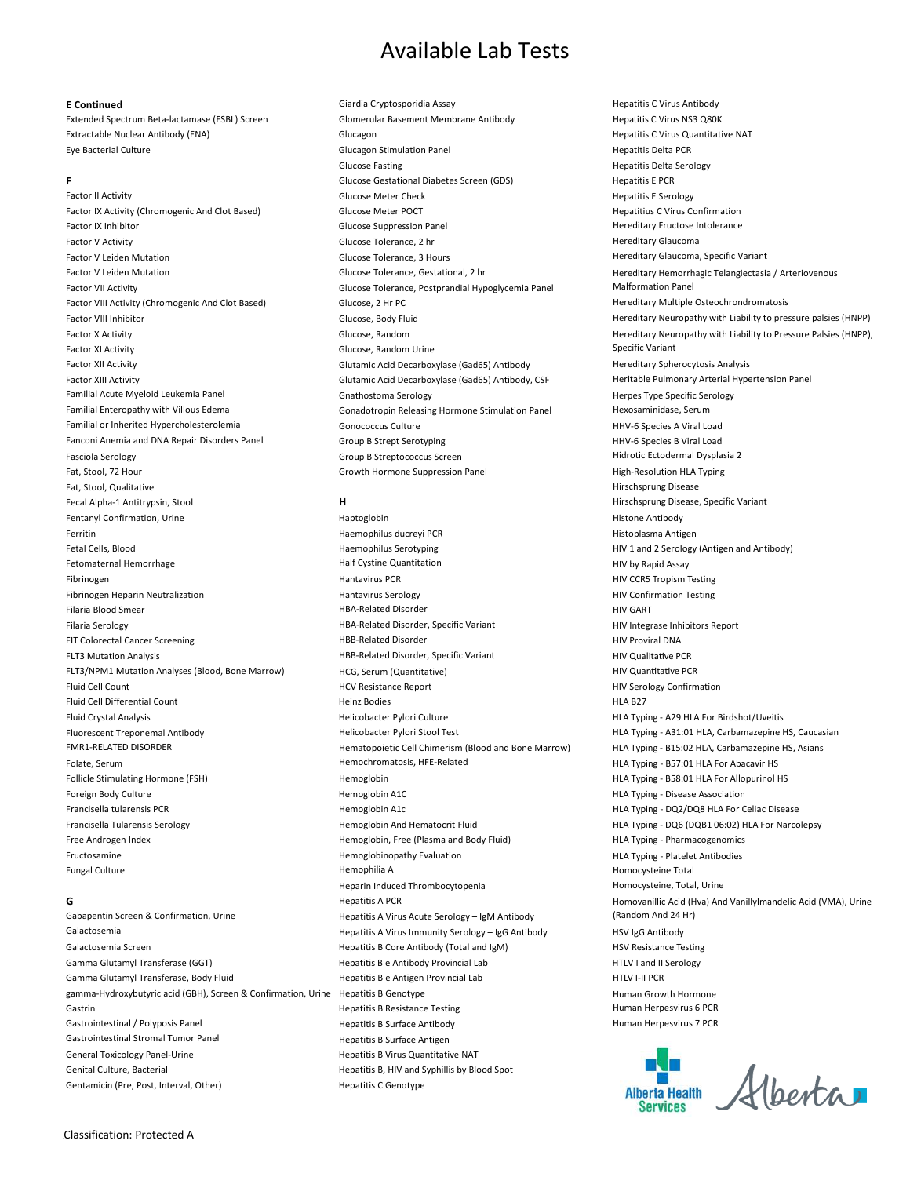# Available Lab Tests

**E Continued**

Extended Spectrum Beta-lactamase (ESBL) Screen
Extractable Nuclear Antibody (ENA)
Eye Bacterial Culture

**F**

Factor II Activity
Factor IX Activity (Chromogenic And Clot Based)
Factor IX Inhibitor
Factor V Activity
Factor V Leiden Mutation
Factor V Leiden Mutation
Factor VII Activity
Factor VIII Activity (Chromogenic And Clot Based)
Factor VIII Inhibitor
Factor X Activity
Factor XI Activity
Factor XII Activity
Factor XIII Activity
Familial Acute Myeloid Leukemia Panel
Familial Enteropathy with Villous Edema
Familial or Inherited Hypercholesterolemia
Fanconi Anemia and DNA Repair Disorders Panel
Fasciola Serology
Fat, Stool, 72 Hour
Fat, Stool, Qualitative
Fecal Alpha-1 Antitrypsin, Stool
Fentanyl Confirmation, Urine
Ferritin
Fetal Cells, Blood
Fetomaternal Hemorrhage
Fibrinogen
Fibrinogen Heparin Neutralization
Filaria Blood Smear
Filaria Serology
FIT Colorectal Cancer Screening
FLT3 Mutation Analysis
FLT3/NPM1 Mutation Analyses (Blood, Bone Marrow)
Fluid Cell Count
Fluid Cell Differential Count
Fluid Crystal Analysis
Fluorescent Treponemal Antibody
FMR1-RELATED DISORDER
Folate, Serum
Follicle Stimulating Hormone (FSH)
Foreign Body Culture
Francisella tularensis PCR
Francisella Tularensis Serology
Free Androgen Index
Fructosamine
Fungal Culture

**G**

Gabapentin Screen & Confirmation, Urine
Galactosemia
Galactosemia Screen
Gamma Glutamyl Transferase (GGT)
Gamma Glutamyl Transferase, Body Fluid
gamma-Hydroxybutyric acid (GBH), Screen & Confirmation, Urine
Gastrin
Gastrointestinal / Polyposis Panel
Gastrointestinal Stromal Tumor Panel
General Toxicology Panel-Urine
Genital Culture, Bacterial
Gentamicin (Pre, Post, Interval, Other)
Giardia Cryptosporidia Assay
Glomerular Basement Membrane Antibody
Glucagon
Glucagon Stimulation Panel
Glucose Fasting
Glucose Gestational Diabetes Screen (GDS)
Glucose Meter Check
Glucose Meter POCT
Glucose Suppression Panel
Glucose Tolerance, 2 hr
Glucose Tolerance, 3 Hours
Glucose Tolerance, Gestational, 2 hr
Glucose Tolerance, Postprandial Hypoglycemia Panel
Glucose, 2 Hr PC
Glucose, Body Fluid
Glucose, Random
Glucose, Random Urine
Glutamic Acid Decarboxylase (Gad65) Antibody
Glutamic Acid Decarboxylase (Gad65) Antibody, CSF
Gnathostoma Serology
Gonadotropin Releasing Hormone Stimulation Panel
Gonococcus Culture
Group B Strept Serotyping
Group B Streptococcus Screen
Growth Hormone Suppression Panel

**H**

Haptoglobin
Haemophilus ducreyi PCR
Haemophilus Serotyping
Half Cystine Quantitation
Hantavirus PCR
Hantavirus Serology
HBA-Related Disorder
HBA-Related Disorder, Specific Variant
HBB-Related Disorder
HBB-Related Disorder, Specific Variant
HCG, Serum (Quantitative)
HCV Resistance Report
Heinz Bodies
Helicobacter Pylori Culture
Helicobacter Pylori Stool Test
Hematopoietic Cell Chimerism (Blood and Bone Marrow)
Hemochromatosis, HFE-Related
Hemoglobin
Hemoglobin A1C
Hemoglobin A1c
Hemoglobin And Hematocrit Fluid
Hemoglobin, Free (Plasma and Body Fluid)
Hemoglobinopathy Evaluation
Hemophilia A
Heparin Induced Thrombocytopenia
Hepatitis A PCR
Hepatitis A Virus Acute Serology – IgM Antibody
Hepatitis A Virus Immunity Serology – IgG Antibody
Hepatitis B Core Antibody (Total and IgM)
Hepatitis B e Antibody Provincial Lab
Hepatitis B e Antigen Provincial Lab
Hepatitis B Genotype
Hepatitis B Resistance Testing
Hepatitis B Surface Antibody
Hepatitis B Surface Antigen
Hepatitis B Virus Quantitative NAT
Hepatitis B, HIV and Syphillis by Blood Spot
Hepatitis C Genotype
Hepatitis C Virus Antibody
Hepatitis C Virus NS3 Q80K
Hepatitis C Virus Quantitative NAT
Hepatitis Delta PCR
Hepatitis Delta Serology
Hepatitis E PCR
Hepatitis E Serology
Hepatitius C Virus Confirmation
Hereditary Fructose Intolerance
Hereditary Glaucoma
Hereditary Glaucoma, Specific Variant
Hereditary Hemorrhagic Telangiectasia / Arteriovenous Malformation Panel
Hereditary Multiple Osteochrondromatosis
Hereditary Neuropathy with Liability to pressure palsies (HNPP)
Hereditary Neuropathy with Liability to Pressure Palsies (HNPP), Specific Variant
Hereditary Spherocytosis Analysis
Heritable Pulmonary Arterial Hypertension Panel
Herpes Type Specific Serology
Hexosaminidase, Serum
HHV-6 Species A Viral Load
HHV-6 Species B Viral Load
Hidrotic Ectodermal Dysplasia 2
High-Resolution HLA Typing
Hirschsprung Disease
Hirschsprung Disease, Specific Variant
Histone Antibody
Histoplasma Antigen
HIV 1 and 2 Serology (Antigen and Antibody)
HIV by Rapid Assay
HIV CCR5 Tropism Testing
HIV Confirmation Testing
HIV GART
HIV Integrase Inhibitors Report
HIV Proviral DNA
HIV Qualitative PCR
HIV Quantitative PCR
HIV Serology Confirmation
HLA B27
HLA Typing - A29 HLA For Birdshot/Uveitis
HLA Typing - A31:01 HLA, Carbamazepine HS, Caucasian
HLA Typing - B15:02 HLA, Carbamazepine HS, Asians
HLA Typing - B57:01 HLA For Abacavir HS
HLA Typing - B58:01 HLA For Allopurinol HS
HLA Typing - Disease Association
HLA Typing - DQ2/DQ8 HLA For Celiac Disease
HLA Typing - DQ6 (DQB1 06:02) HLA For Narcolepsy
HLA Typing - Pharmacogenomics
HLA Typing - Platelet Antibodies
Homocysteine Total
Homocysteine, Total, Urine
Homovanillic Acid (Hva) And Vanillylmandelic Acid (VMA), Urine (Random And 24 Hr)
HSV IgG Antibody
HSV Resistance Testing
HTLV I and II Serology
HTLV I-II PCR
Human Growth Hormone
Human Herpesvirus 6 PCR
Human Herpesvirus 7 PCR

Alberta Health Services

Alberta

Classification: Protected A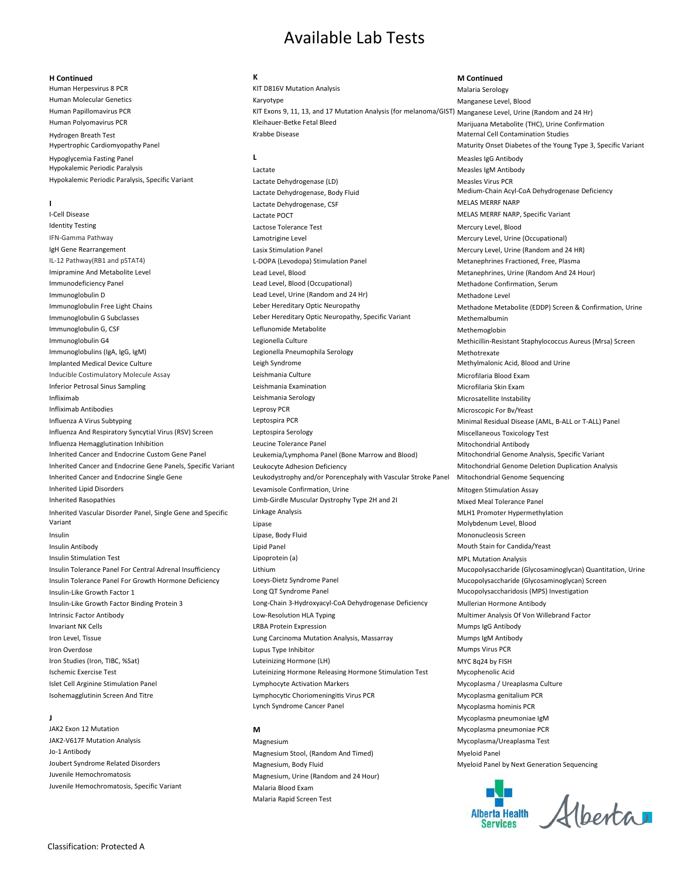# Available Lab Tests

### H Continued

- Human Herpesvirus 8 PCR
- Human Molecular Genetics
- Human Papillomavirus PCR
- Human Polyomavirus PCR
- Hydrogen Breath Test
- Hypertrophic Cardiomyopathy Panel
- Hypoglycemia Fasting Panel
- Hypokalemic Periodic Paralysis
- Hypokalemic Periodic Paralysis, Specific Variant

### I

- I-Cell Disease
- Identity Testing
- IFN-Gamma Pathway
- IgH Gene Rearrangement
- IL-12 Pathway(RB1 and pSTAT4)
- Imipramine And Metabolite Level
- Immunodeficiency Panel
- Immunoglobulin D
- Immunoglobulin Free Light Chains
- Immunoglobulin G Subclasses
- Immunoglobulin G, CSF
- Immunoglobulin G4
- Immunoglobulins (IgA, IgG, IgM)
- Implanted Medical Device Culture
- Inducible Costimulatory Molecule Assay
- Inferior Petrosal Sinus Sampling
- Infliximab
- Infliximab Antibodies
- Influenza A Virus Subtyping
- Influenza And Respiratory Syncytial Virus (RSV) Screen
- Influenza Hemagglutination Inhibition
- Inherited Cancer and Endocrine Custom Gene Panel
- Inherited Cancer and Endocrine Gene Panels, Specific Variant
- Inherited Cancer and Endocrine Single Gene
- Inherited Lipid Disorders
- Inherited Rasopathies
- Inherited Vascular Disorder Panel, Single Gene and Specific Variant
- Insulin
- Insulin Antibody
- Insulin Stimulation Test
- Insulin Tolerance Panel For Central Adrenal Insufficiency
- Insulin Tolerance Panel For Growth Hormone Deficiency
- Insulin-Like Growth Factor 1
- Insulin-Like Growth Factor Binding Protein 3
- Intrinsic Factor Antibody
- Invariant NK Cells
- Iron Level, Tissue
- Iron Overdose
- Iron Studies (Iron, TIBC, %Sat)
- Ischemic Exercise Test
- Islet Cell Arginine Stimulation Panel
- Isohemagglutinin Screen And Titre

### J

- JAK2 Exon 12 Mutation
- JAK2-V617F Mutation Analysis
- Jo-1 Antibody
- Joubert Syndrome Related Disorders
- Juvenile Hemochromatosis
- Juvenile Hemochromatosis, Specific Variant

### K

- KIT D816V Mutation Analysis
- Karyotype
- KIT Exons 9, 11, 13, and 17 Mutation Analysis (for melanoma/GIST)
- Kleihauer-Betke Fetal Bleed
- Krabbe Disease

### L

- Lactate
- Lactate Dehydrogenase (LD)
- Lactate Dehydrogenase, Body Fluid
- Lactate Dehydrogenase, CSF
- Lactate POCT
- Lactose Tolerance Test
- Lamotrigine Level
- Lasix Stimulation Panel
- L-DOPA (Levodopa) Stimulation Panel
- Lead Level, Blood
- Lead Level, Blood (Occupational)
- Lead Level, Urine (Random and 24 Hr)
- Leber Hereditary Optic Neuropathy
- Leber Hereditary Optic Neuropathy, Specific Variant
- Leflunomide Metabolite
- Legionella Culture
- Legionella Pneumophila Serology
- Leigh Syndrome
- Leishmania Culture
- Leishmania Examination
- Leishmania Serology
- Leprosy PCR
- Leptospira PCR
- Leptospira Serology
- Leucine Tolerance Panel
- Leukemia/Lymphoma Panel (Bone Marrow and Blood)
- Leukocyte Adhesion Deficiency
- Leukodystrophy and/or Porencephaly with Vascular Stroke Panel
- Levamisole Confirmation, Urine
- Limb-Girdle Muscular Dystrophy Type 2H and 2I
- Linkage Analysis
- Lipase
- Lipase, Body Fluid
- Lipid Panel
- Lipoprotein (a)
- Lithium
- Loeys-Dietz Syndrome Panel
- Long QT Syndrome Panel
- Long-Chain 3-Hydroxyacyl-CoA Dehydrogenase Deficiency
- Low-Resolution HLA Typing
- LRBA Protein Expression
- Lung Carcinoma Mutation Analysis, Massarray
- Lupus Type Inhibitor
- Luteinizing Hormone (LH)
- Luteinizing Hormone Releasing Hormone Stimulation Test
- Lymphocyte Activation Markers
- Lymphocytic Choriomeningitis Virus PCR
- Lynch Syndrome Cancer Panel

### M

- Magnesium
- Magnesium Stool, (Random And Timed)
- Magnesium, Body Fluid
- Magnesium, Urine (Random and 24 Hour)
- Malaria Blood Exam
- Malaria Rapid Screen Test

### M Continued

- Malaria Serology
- Manganese Level, Blood
- Manganese Level, Urine (Random and 24 Hr)
- Marijuana Metabolite (THC), Urine Confirmation
- Maternal Cell Contamination Studies
- Maturity Onset Diabetes of the Young Type 3, Specific Variant
- Measles IgG Antibody
- Measles IgM Antibody
- Measles Virus PCR
- Medium-Chain Acyl-CoA Dehydrogenase Deficiency
- MELAS MERRF NARP
- MELAS MERRF NARP, Specific Variant
- Mercury Level, Blood
- Mercury Level, Urine (Occupational)
- Mercury Level, Urine (Random and 24 HR)
- Metanephrines Fractioned, Free, Plasma
- Metanephrines, Urine (Random And 24 Hour)
- Methadone Confirmation, Serum
- Methadone Level
- Methadone Metabolite (EDDP) Screen & Confirmation, Urine
- Methemalbumin
- Methemoglobin
- Methicillin-Resistant Staphylococcus Aureus (Mrsa) Screen
- Methotrexate
- Methylmalonic Acid, Blood and Urine
- Microfilaria Blood Exam
- Microfilaria Skin Exam
- Microsatellite Instability
- Microscopic For Bv/Yeast
- Minimal Residual Disease (AML, B-ALL or T-ALL) Panel
- Miscellaneous Toxicology Test
- Mitochondrial Antibody
- Mitochondrial Genome Analysis, Specific Variant
- Mitochondrial Genome Deletion Duplication Analysis
- Mitochondrial Genome Sequencing
- Mitogen Stimulation Assay
- Mixed Meal Tolerance Panel
- MLH1 Promoter Hypermethylation
- Molybdenum Level, Blood
- Mononucleosis Screen
- Mouth Stain for Candida/Yeast
- MPL Mutation Analysis
- Mucopolysaccharide (Glycosaminoglycan) Quantitation, Urine
- Mucopolysaccharide (Glycosaminoglycan) Screen
- Mucopolysaccharidosis (MPS) Investigation
- Mullerian Hormone Antibody
- Multimer Analysis Of Von Willebrand Factor
- Mumps IgG Antibody
- Mumps IgM Antibody
- Mumps Virus PCR
- MYC 8q24 by FISH
- Mycophenolic Acid
- Mycoplasma / Ureaplasma Culture
- Mycoplasma genitalium PCR
- Mycoplasma hominis PCR
- Mycoplasma pneumoniae IgM
- Mycoplasma pneumoniae PCR
- Mycoplasma/Ureaplasma Test
- Myeloid Panel
- Myeloid Panel by Next Generation Sequencing

Classification: Protected A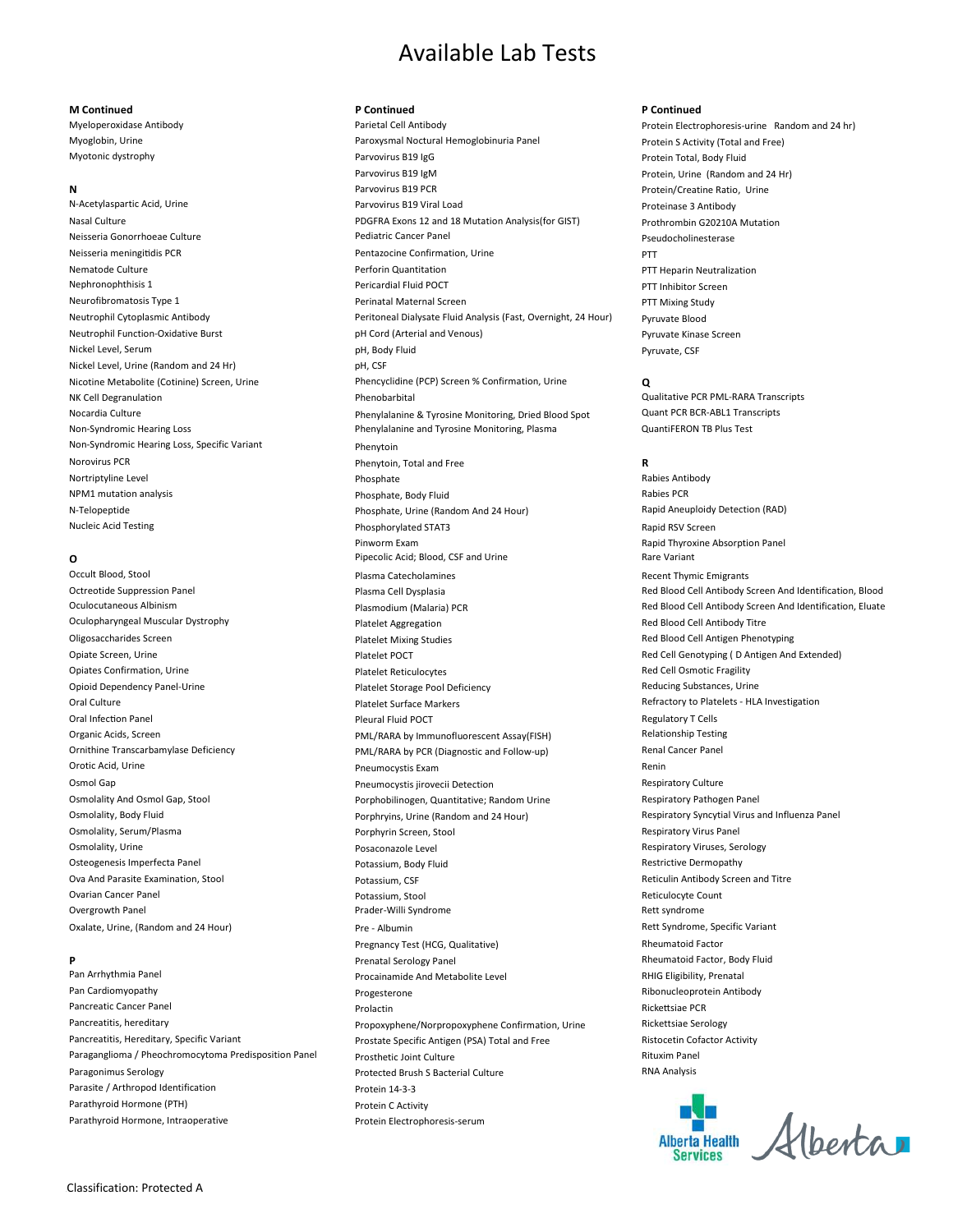# Available Lab Tests

**M Continued**

Myeloperoxidase Antibody
Myoglobin, Urine
Myotonic dystrophy

**N**

N-Acetylaspartic Acid, Urine
Nasal Culture
Neisseria Gonorrhoeae Culture
Neisseria meningitidis PCR
Nematode Culture
Nephronophthisis 1
Neurofibromatosis Type 1
Neutrophil Cytoplasmic Antibody
Neutrophil Function-Oxidative Burst
Nickel Level, Serum
Nickel Level, Urine (Random and 24 Hr)
Nicotine Metabolite (Cotinine) Screen, Urine
NK Cell Degranulation
Nocardia Culture
Non-Syndromic Hearing Loss
Non-Syndromic Hearing Loss, Specific Variant
Norovirus PCR
Nortriptyline Level
NPM1 mutation analysis
N-Telopeptide
Nucleic Acid Testing

**O**

Occult Blood, Stool
Octreotide Suppression Panel
Oculocutaneous Albinism
Oculopharyngeal Muscular Dystrophy
Oligosaccharides Screen
Opiate Screen, Urine
Opiates Confirmation, Urine
Opioid Dependency Panel-Urine
Oral Culture
Oral Infection Panel
Organic Acids, Screen
Ornithine Transcarbamylase Deficiency
Orotic Acid, Urine
Osmol Gap
Osmolality And Osmol Gap, Stool
Osmolality, Body Fluid
Osmolality, Serum/Plasma
Osmolality, Urine
Osteogenesis Imperfecta Panel
Ova And Parasite Examination, Stool
Ovarian Cancer Panel
Overgrowth Panel
Oxalate, Urine, (Random and 24 Hour)

**P**

Pan Arrhythmia Panel
Pan Cardiomyopathy
Pancreatic Cancer Panel
Pancreatitis, hereditary
Pancreatitis, Hereditary, Specific Variant
Paraganglioma / Pheochromocytoma Predisposition Panel
Paragonimus Serology
Parasite / Arthropod Identification
Parathyroid Hormone (PTH)
Parathyroid Hormone, Intraoperative

**P Continued**

Parietal Cell Antibody
Paroxysmal Noctural Hemoglobinuria Panel
Parvovirus B19 IgG
Parvovirus B19 IgM
Parvovirus B19 PCR
Parvovirus B19 Viral Load
PDGFRA Exons 12 and 18 Mutation Analysis(for GIST)
Pediatric Cancer Panel
Pentazocine Confirmation, Urine
Perforin Quantitation
Pericardial Fluid POCT
Perinatal Maternal Screen
Peritoneal Dialysate Fluid Analysis (Fast, Overnight, 24 Hour)
pH Cord (Arterial and Venous)
pH, Body Fluid
pH, CSF
Phencyclidine (PCP) Screen % Confirmation, Urine
Phenobarbital
Phenylalanine & Tyrosine Monitoring, Dried Blood Spot
Phenylalanine and Tyrosine Monitoring, Plasma
Phenytoin
Phenytoin, Total and Free
Phosphate
Phosphate, Body Fluid
Phosphate, Urine (Random And 24 Hour)
Phosphorylated STAT3
Pinworm Exam
Pipecolic Acid; Blood, CSF and Urine
Plasma Catecholamines
Plasma Cell Dysplasia
Plasmodium (Malaria) PCR
Platelet Aggregation
Platelet Mixing Studies
Platelet POCT
Platelet Reticulocytes
Platelet Storage Pool Deficiency
Platelet Surface Markers
Pleural Fluid POCT
PML/RARA by Immunofluorescent Assay(FISH)
PML/RARA by PCR (Diagnostic and Follow-up)
Pneumocystis Exam
Pneumocystis jirovecii Detection
Porphobilinogen, Quantitative; Random Urine
Porphryins, Urine (Random and 24 Hour)
Porphyrin Screen, Stool
Posaconazole Level
Potassium, Body Fluid
Potassium, CSF
Potassium, Stool
Prader-Willi Syndrome
Pre - Albumin
Pregnancy Test (HCG, Qualitative)
Prenatal Serology Panel
Procainamide And Metabolite Level
Progesterone
Prolactin
Propoxyphene/Norpropoxyphene Confirmation, Urine
Prostate Specific Antigen (PSA) Total and Free
Prosthetic Joint Culture
Protected Brush S Bacterial Culture
Protein 14-3-3
Protein C Activity
Protein Electrophoresis-serum

**P Continued**

Protein Electrophoresis-urine Random and 24 hr)
Protein S Activity (Total and Free)
Protein Total, Body Fluid
Protein, Urine (Random and 24 Hr)
Protein/Creatine Ratio, Urine
Proteinase 3 Antibody
Prothrombin G20210A Mutation
Pseudocholinesterase
PTT
PTT Heparin Neutralization
PTT Inhibitor Screen
PTT Mixing Study
Pyruvate Blood
Pyruvate Kinase Screen
Pyruvate, CSF

**Q**

Qualitative PCR PML-RARA Transcripts
Quant PCR BCR-ABL1 Transcripts
QuantiFERON TB Plus Test

**R**

Rabies Antibody
Rabies PCR
Rapid Aneuploidy Detection (RAD)
Rapid RSV Screen
Rapid Thyroxine Absorption Panel
Rare Variant
Recent Thymic Emigrants
Red Blood Cell Antibody Screen And Identification, Blood
Red Blood Cell Antibody Screen And Identification, Eluate
Red Blood Cell Antibody Titre
Red Blood Cell Antigen Phenotyping
Red Cell Genotyping ( D Antigen And Extended)
Red Cell Osmotic Fragility
Reducing Substances, Urine
Refractory to Platelets - HLA Investigation
Regulatory T Cells
Relationship Testing
Renal Cancer Panel
Renin
Respiratory Culture
Respiratory Pathogen Panel
Respiratory Syncytial Virus and Influenza Panel
Respiratory Virus Panel
Respiratory Viruses, Serology
Restrictive Dermopathy
Reticulin Antibody Screen and Titre
Reticulocyte Count
Rett syndrome
Rett Syndrome, Specific Variant
Rheumatoid Factor
Rheumatoid Factor, Body Fluid
RHIG Eligibility, Prenatal
Ribonucleoprotein Antibody
Rickettsiae PCR
Rickettsiae Serology
Ristocetin Cofactor Activity
Rituxim Panel
RNA Analysis

Classification: Protected A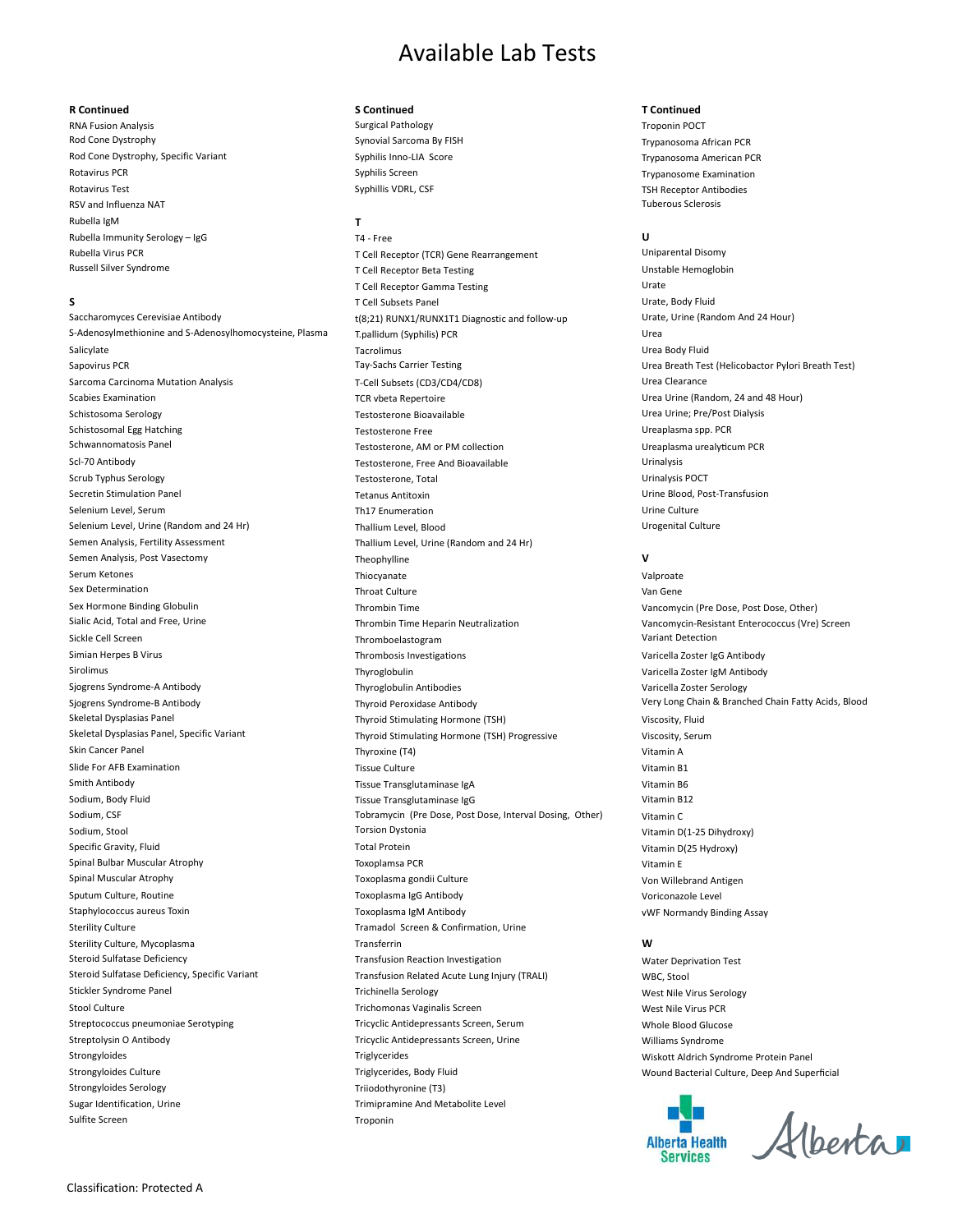# Available Lab Tests

**R Continued**

RNA Fusion Analysis
Rod Cone Dystrophy
Rod Cone Dystrophy, Specific Variant
Rotavirus PCR
Rotavirus Test
RSV and Influenza NAT
Rubella IgM
Rubella Immunity Serology – IgG
Rubella Virus PCR
Russell Silver Syndrome

**S**

Saccharomyces Cerevisiae Antibody
S-Adenosylmethionine and S-Adenosylhomocysteine, Plasma
Salicylate
Sapovirus PCR
Sarcoma Carcinoma Mutation Analysis
Scabies Examination
Schistosoma Serology
Schistosomal Egg Hatching
Schwannomatosis Panel
Scl-70 Antibody
Scrub Typhus Serology
Secretin Stimulation Panel
Selenium Level, Serum
Selenium Level, Urine (Random and 24 Hr)
Semen Analysis, Fertility Assessment
Semen Analysis, Post Vasectomy
Serum Ketones
Sex Determination
Sex Hormone Binding Globulin
Sialic Acid, Total and Free, Urine
Sickle Cell Screen
Simian Herpes B Virus
Sirolimus
Sjogrens Syndrome-A Antibody
Sjogrens Syndrome-B Antibody
Skeletal Dysplasias Panel
Skeletal Dysplasias Panel, Specific Variant
Skin Cancer Panel
Slide For AFB Examination
Smith Antibody
Sodium, Body Fluid
Sodium, CSF
Sodium, Stool
Specific Gravity, Fluid
Spinal Bulbar Muscular Atrophy
Spinal Muscular Atrophy
Sputum Culture, Routine
Staphylococcus aureus Toxin
Sterility Culture
Sterility Culture, Mycoplasma
Steroid Sulfatase Deficiency
Steroid Sulfatase Deficiency, Specific Variant
Stickler Syndrome Panel
Stool Culture
Streptococcus pneumoniae Serotyping
Streptolysin O Antibody
Strongyloides
Strongyloides Culture
Strongyloides Serology
Sugar Identification, Urine
Sulfite Screen

**S Continued**

Surgical Pathology
Synovial Sarcoma By FISH
Syphilis Inno-LIA Score
Syphilis Screen
Syphillis VDRL, CSF

**T**

T4 - Free
T Cell Receptor (TCR) Gene Rearrangement
T Cell Receptor Beta Testing
T Cell Receptor Gamma Testing
T Cell Subsets Panel
t(8;21) RUNX1/RUNX1T1 Diagnostic and follow-up
T.pallidum (Syphilis) PCR
Tacrolimus
Tay-Sachs Carrier Testing
T-Cell Subsets (CD3/CD4/CD8)
TCR vbeta Repertoire
Testosterone Bioavailable
Testosterone Free
Testosterone, AM or PM collection
Testosterone, Free And Bioavailable
Testosterone, Total
Tetanus Antitoxin
Th17 Enumeration
Thallium Level, Blood
Thallium Level, Urine (Random and 24 Hr)
Theophylline
Thiocyanate
Throat Culture
Thrombin Time
Thrombin Time Heparin Neutralization
Thromboelastogram
Thrombosis Investigations
Thyroglobulin
Thyroglobulin Antibodies
Thyroid Peroxidase Antibody
Thyroid Stimulating Hormone (TSH)
Thyroid Stimulating Hormone (TSH) Progressive
Thyroxine (T4)
Tissue Culture
Tissue Transglutaminase IgA
Tissue Transglutaminase IgG
Tobramycin (Pre Dose, Post Dose, Interval Dosing, Other)
Torsion Dystonia
Total Protein
Toxoplamsa PCR
Toxoplasma gondii Culture
Toxoplasma IgG Antibody
Toxoplasma IgM Antibody
Tramadol Screen & Confirmation, Urine
Transferrin
Transfusion Reaction Investigation
Transfusion Related Acute Lung Injury (TRALI)
Trichinella Serology
Trichomonas Vaginalis Screen
Tricyclic Antidepressants Screen, Serum
Tricyclic Antidepressants Screen, Urine
Triglycerides
Triglycerides, Body Fluid
Triiodothyronine (T3)
Trimipramine And Metabolite Level
Troponin

**T Continued**

Troponin POCT
Trypanosoma African PCR
Trypanosoma American PCR
Trypanosome Examination
TSH Receptor Antibodies
Tuberous Sclerosis

**U**

Uniparental Disomy
Unstable Hemoglobin
Urate
Urate, Body Fluid
Urate, Urine (Random And 24 Hour)
Urea
Urea Body Fluid
Urea Breath Test (Helicobactor Pylori Breath Test)
Urea Clearance
Urea Urine (Random, 24 and 48 Hour)
Urea Urine; Pre/Post Dialysis
Ureaplasma spp. PCR
Ureaplasma urealyticum PCR
Urinalysis
Urinalysis POCT
Urine Blood, Post-Transfusion
Urine Culture
Urogenital Culture

**V**

Valproate
Van Gene
Vancomycin (Pre Dose, Post Dose, Other)
Vancomycin-Resistant Enterococcus (Vre) Screen
Variant Detection
Varicella Zoster IgG Antibody
Varicella Zoster IgM Antibody
Varicella Zoster Serology
Very Long Chain & Branched Chain Fatty Acids, Blood
Viscosity, Fluid
Viscosity, Serum
Vitamin A
Vitamin B1
Vitamin B6
Vitamin B12
Vitamin C
Vitamin D(1-25 Dihydroxy)
Vitamin D(25 Hydroxy)
Vitamin E
Von Willebrand Antigen
Voriconazole Level
vWF Normandy Binding Assay

**W**

Water Deprivation Test
WBC, Stool
West Nile Virus Serology
West Nile Virus PCR
Whole Blood Glucose
Williams Syndrome
Wiskott Aldrich Syndrome Protein Panel
Wound Bacterial Culture, Deep And Superficial

Classification: Protected A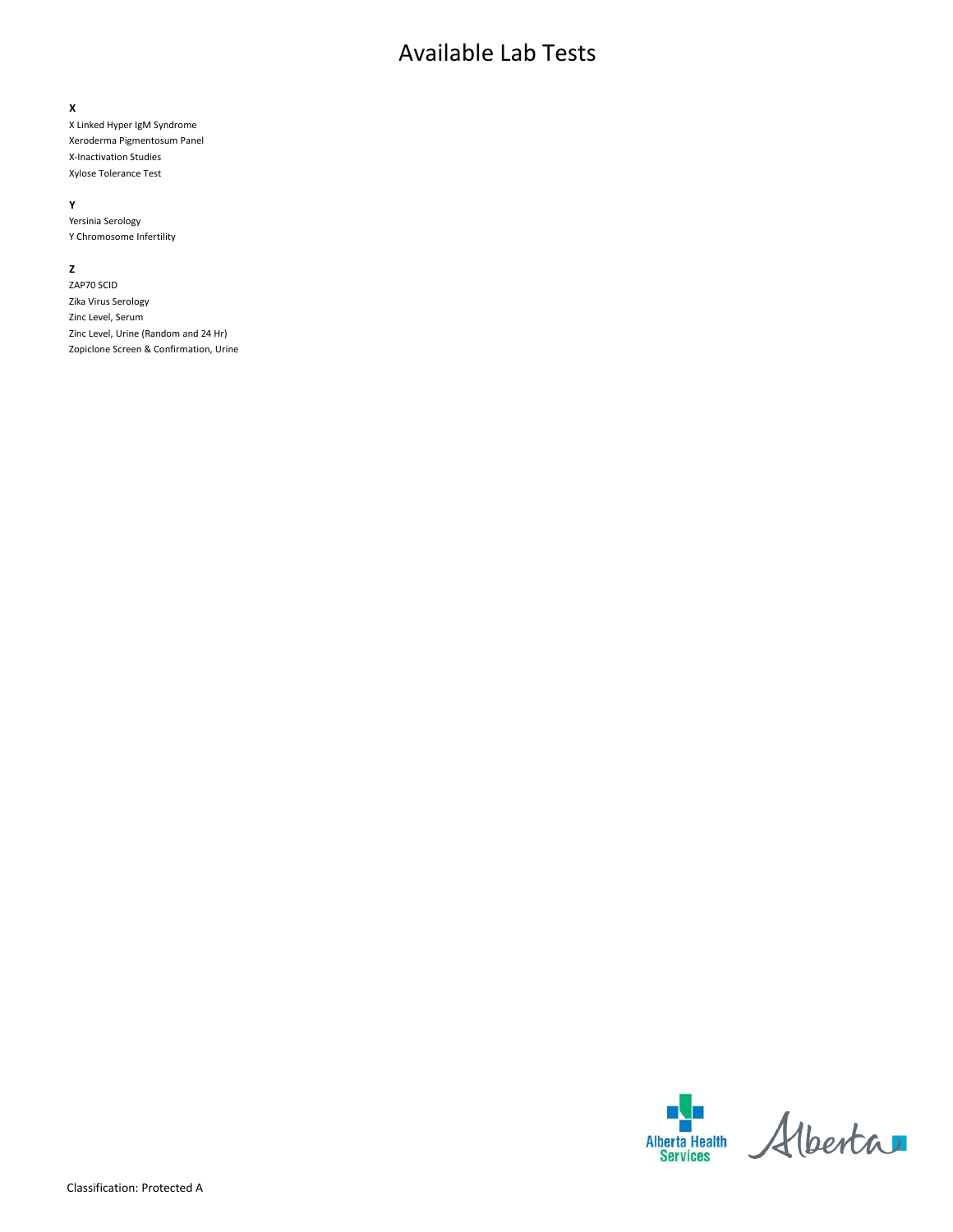# Available Lab Tests

**X**

X Linked Hyper IgM Syndrome
Xeroderma Pigmentosum Panel
X-Inactivation Studies
Xylose Tolerance Test

**Y**

Yersinia Serology
Y Chromosome Infertility

**Z**

ZAP70 SCID
Zika Virus Serology
Zinc Level, Serum
Zinc Level, Urine (Random and 24 Hr)
Zopiclone Screen & Confirmation, Urine

Classification: Protected A